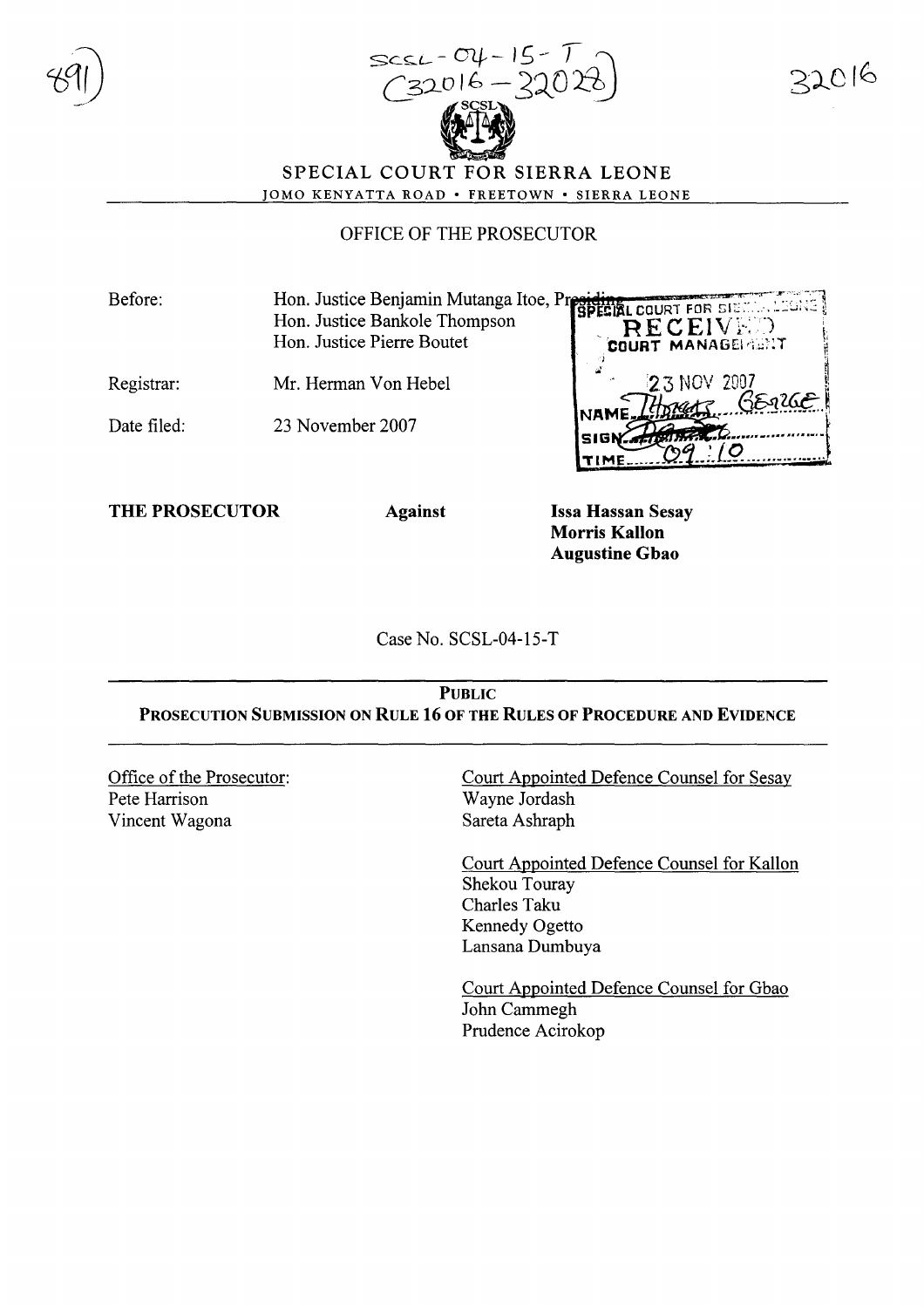SCSL-04-15-T
(32016 – 32028)

891

32016

SPECIAL COURT FOR SIERRA LEONE

JOMO KENYATTA ROAD • FREETOWN • SIERRA LEONE

OFFICE OF THE PROSECUTOR

| | |
|---|---|
| Before: | Hon. Justice Benjamin Mutanga Itoe, Presiding<br>Hon. Justice Bankole Thompson<br>Hon. Justice Pierre Boutet |
| Registrar: | Mr. Herman Von Hebel |
| Date filed: | 23 November 2007 |

SPECIAL COURT FOR SIERRA LEONE
RECEIVED
COURT MANAGEMENT
23 NOV 2007
NAME Thomas George
SIGN
TIME 09:10

**THE PROSECUTOR** **Against** **Issa Hassan Sesay**
**Morris Kallon**
**Augustine Gbao**

Case No. SCSL-04-15-T

**PUBLIC**

**PROSECUTION SUBMISSION ON RULE 16 OF THE RULES OF PROCEDURE AND EVIDENCE**

Office of the Prosecutor:
Pete Harrison
Vincent Wagona

Court Appointed Defence Counsel for Sesay
Wayne Jordash
Sareta Ashraph

Court Appointed Defence Counsel for Kallon
Shekou Touray
Charles Taku
Kennedy Ogetto
Lansana Dumbuya

Court Appointed Defence Counsel for Gbao
John Cammegh
Prudence Acirokop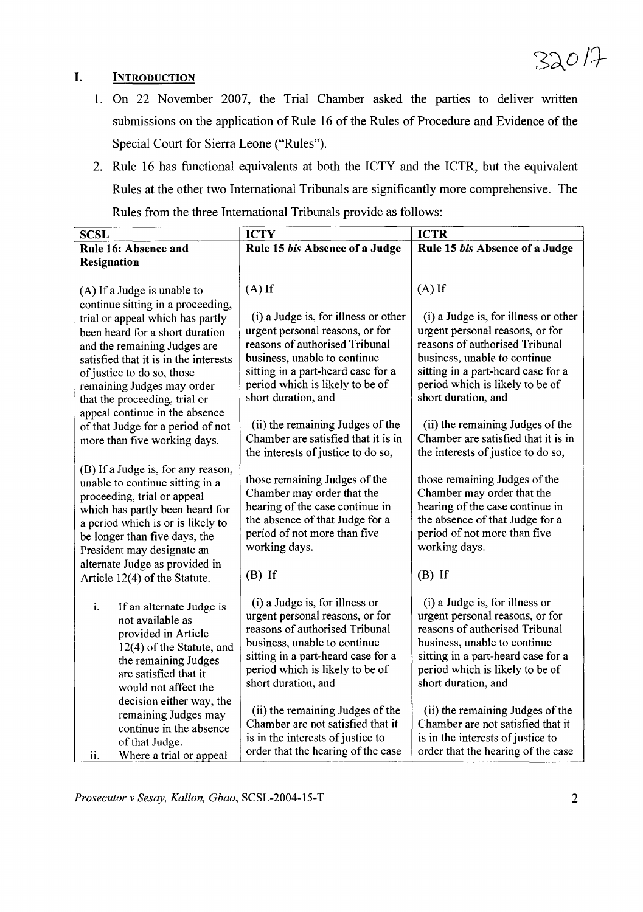## I. Introduction

1. On 22 November 2007, the Trial Chamber asked the parties to deliver written submissions on the application of Rule 16 of the Rules of Procedure and Evidence of the Special Court for Sierra Leone ("Rules").

2. Rule 16 has functional equivalents at both the ICTY and the ICTR, but the equivalent Rules at the other two International Tribunals are significantly more comprehensive. The Rules from the three International Tribunals provide as follows:

| SCSL | ICTY | ICTR |
|---|---|---|
| **Rule 16: Absence and Resignation** | **Rule 15 *bis* Absence of a Judge** | **Rule 15 *bis* Absence of a Judge** |
| (A) If a Judge is unable to continue sitting in a proceeding, trial or appeal which has partly been heard for a short duration and the remaining Judges are satisfied that it is in the interests of justice to do so, those remaining Judges may order that the proceeding, trial or appeal continue in the absence of that Judge for a period of not more than five working days. | (A) If<br><br>(i) a Judge is, for illness or other urgent personal reasons, or for reasons of authorised Tribunal business, unable to continue sitting in a part-heard case for a period which is likely to be of short duration, and<br><br>(ii) the remaining Judges of the Chamber are satisfied that it is in the interests of justice to do so,<br><br>those remaining Judges of the Chamber may order that the hearing of the case continue in the absence of that Judge for a period of not more than five working days. | (A) If<br><br>(i) a Judge is, for illness or other urgent personal reasons, or for reasons of authorised Tribunal business, unable to continue sitting in a part-heard case for a period which is likely to be of short duration, and<br><br>(ii) the remaining Judges of the Chamber are satisfied that it is in the interests of justice to do so,<br><br>those remaining Judges of the Chamber may order that the hearing of the case continue in the absence of that Judge for a period of not more than five working days. |
| (B) If a Judge is, for any reason, unable to continue sitting in a proceeding, trial or appeal which has partly been heard for a period which is or is likely to be longer than five days, the President may designate an alternate Judge as provided in Article 12(4) of the Statute.<br><br>i. If an alternate Judge is not available as provided in Article 12(4) of the Statute, and the remaining Judges are satisfied that it would not affect the decision either way, the remaining Judges may continue in the absence of that Judge.<br>ii. Where a trial or appeal | (B) If<br><br>(i) a Judge is, for illness or urgent personal reasons, or for reasons of authorised Tribunal business, unable to continue sitting in a part-heard case for a period which is likely to be of short duration, and<br><br>(ii) the remaining Judges of the Chamber are not satisfied that it is in the interests of justice to order that the hearing of the case | (B) If<br><br>(i) a Judge is, for illness or urgent personal reasons, or for reasons of authorised Tribunal business, unable to continue sitting in a part-heard case for a period which is likely to be of short duration, and<br><br>(ii) the remaining Judges of the Chamber are not satisfied that it is in the interests of justice to order that the hearing of the case |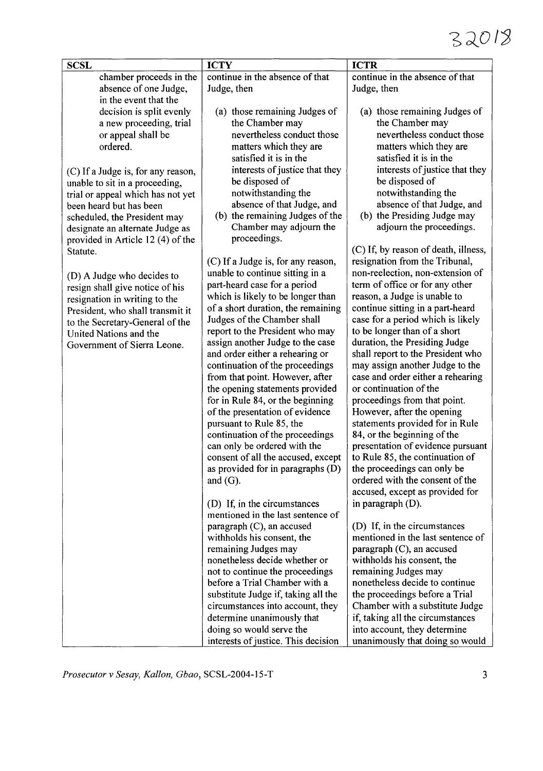| SCSL | ICTY | ICTR |
|---|---|---|
| chamber proceeds in the absence of one Judge, in the event that the decision is split evenly a new proceeding, trial or appeal shall be ordered.<br><br>(C) If a Judge is, for any reason, unable to sit in a proceeding, trial or appeal which has not yet been heard but has been scheduled, the President may designate an alternate Judge as provided in Article 12 (4) of the Statute.<br><br>(D) A Judge who decides to resign shall give notice of his resignation in writing to the President, who shall transmit it to the Secretary-General of the United Nations and the Government of Sierra Leone. | continue in the absence of that Judge, then<br><br>(a) those remaining Judges of the Chamber may nevertheless conduct those matters which they are satisfied it is in the interests of justice that they be disposed of notwithstanding the absence of that Judge, and<br>(b) the remaining Judges of the Chamber may adjourn the proceedings.<br><br>(C) If a Judge is, for any reason, unable to continue sitting in a part-heard case for a period which is likely to be longer than of a short duration, the remaining Judges of the Chamber shall report to the President who may assign another Judge to the case and order either a rehearing or continuation of the proceedings from that point. However, after the opening statements provided for in Rule 84, or the beginning of the presentation of evidence pursuant to Rule 85, the continuation of the proceedings can only be ordered with the consent of all the accused, except as provided for in paragraphs (D) and (G).<br><br>(D) If, in the circumstances mentioned in the last sentence of paragraph (C), an accused withholds his consent, the remaining Judges may nonetheless decide whether or not to continue the proceedings before a Trial Chamber with a substitute Judge if, taking all the circumstances into account, they determine unanimously that doing so would serve the interests of justice. This decision | continue in the absence of that Judge, then<br><br>(a) those remaining Judges of the Chamber may nevertheless conduct those matters which they are satisfied it is in the interests of justice that they be disposed of notwithstanding the absence of that Judge, and<br>(b) the Presiding Judge may adjourn the proceedings.<br><br>(C) If, by reason of death, illness, resignation from the Tribunal, non-reelection, non-extension of term of office or for any other reason, a Judge is unable to continue sitting in a part-heard case for a period which is likely to be longer than of a short duration, the Presiding Judge shall report to the President who may assign another Judge to the case and order either a rehearing or continuation of the proceedings from that point. However, after the opening statements provided for in Rule 84, or the beginning of the presentation of evidence pursuant to Rule 85, the continuation of the proceedings can only be ordered with the consent of the accused, except as provided for in paragraph (D).<br><br>(D) If, in the circumstances mentioned in the last sentence of paragraph (C), an accused withholds his consent, the remaining Judges may nonetheless decide to continue the proceedings before a Trial Chamber with a substitute Judge if, taking all the circumstances into account, they determine unanimously that doing so would |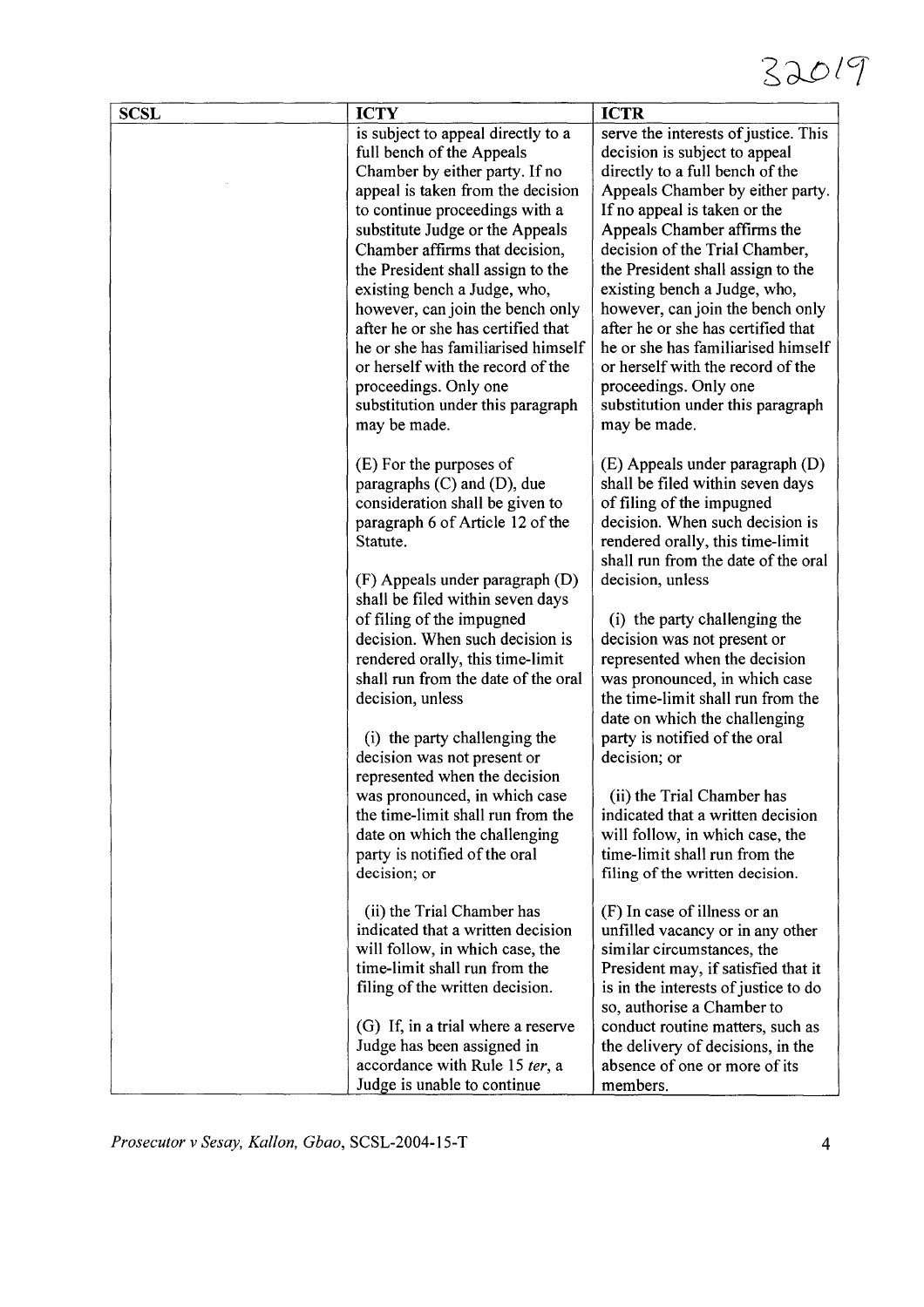| SCSL | ICTY | ICTR |
|---|---|---|
| | is subject to appeal directly to a full bench of the Appeals Chamber by either party. If no appeal is taken from the decision to continue proceedings with a substitute Judge or the Appeals Chamber affirms that decision, the President shall assign to the existing bench a Judge, who, however, can join the bench only after he or she has certified that he or she has familiarised himself or herself with the record of the proceedings. Only one substitution under this paragraph may be made.<br><br>(E) For the purposes of paragraphs (C) and (D), due consideration shall be given to paragraph 6 of Article 12 of the Statute.<br><br>(F) Appeals under paragraph (D) shall be filed within seven days of filing of the impugned decision. When such decision is rendered orally, this time-limit shall run from the date of the oral decision, unless<br><br>(i) the party challenging the decision was not present or represented when the decision was pronounced, in which case the time-limit shall run from the date on which the challenging party is notified of the oral decision; or<br><br>(ii) the Trial Chamber has indicated that a written decision will follow, in which case, the time-limit shall run from the filing of the written decision.<br><br>(G) If, in a trial where a reserve Judge has been assigned in accordance with Rule 15 *ter*, a Judge is unable to continue | serve the interests of justice. This decision is subject to appeal directly to a full bench of the Appeals Chamber by either party. If no appeal is taken or the Appeals Chamber affirms the decision of the Trial Chamber, the President shall assign to the existing bench a Judge, who, however, can join the bench only after he or she has certified that he or she has familiarised himself or herself with the record of the proceedings. Only one substitution under this paragraph may be made.<br><br>(E) Appeals under paragraph (D) shall be filed within seven days of filing of the impugned decision. When such decision is rendered orally, this time-limit shall run from the date of the oral decision, unless<br><br>(i) the party challenging the decision was not present or represented when the decision was pronounced, in which case the time-limit shall run from the date on which the challenging party is notified of the oral decision; or<br><br>(ii) the Trial Chamber has indicated that a written decision will follow, in which case, the time-limit shall run from the filing of the written decision.<br><br>(F) In case of illness or an unfilled vacancy or in any other similar circumstances, the President may, if satisfied that it is in the interests of justice to do so, authorise a Chamber to conduct routine matters, such as the delivery of decisions, in the absence of one or more of its members. |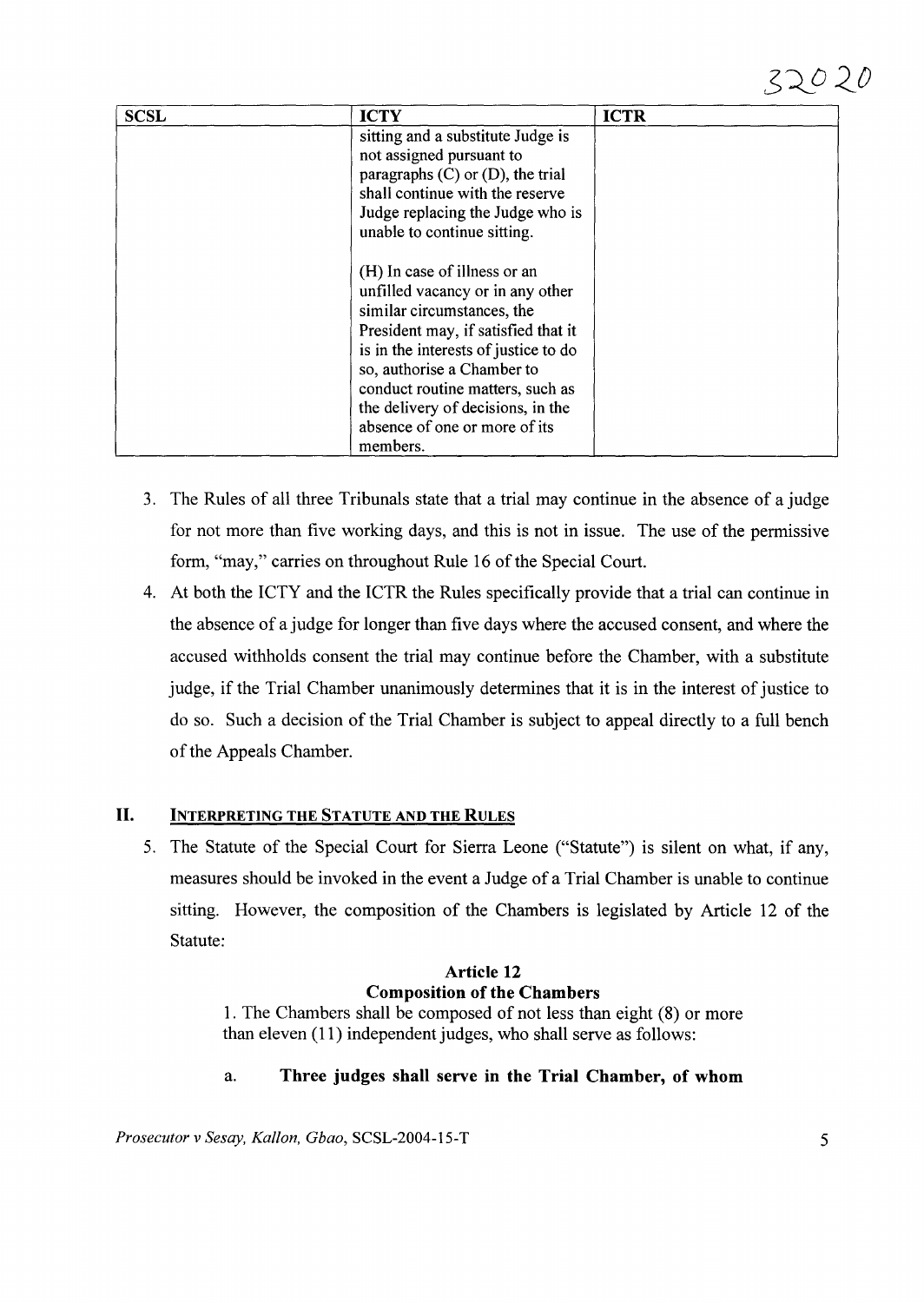| SCSL | ICTY | ICTR |
|---|---|---|
| | sitting and a substitute Judge is not assigned pursuant to paragraphs (C) or (D), the trial shall continue with the reserve Judge replacing the Judge who is unable to continue sitting.<br><br>(H) In case of illness or an unfilled vacancy or in any other similar circumstances, the President may, if satisfied that it is in the interests of justice to do so, authorise a Chamber to conduct routine matters, such as the delivery of decisions, in the absence of one or more of its members. | |

3. The Rules of all three Tribunals state that a trial may continue in the absence of a judge for not more than five working days, and this is not in issue. The use of the permissive form, "may," carries on throughout Rule 16 of the Special Court.

4. At both the ICTY and the ICTR the Rules specifically provide that a trial can continue in the absence of a judge for longer than five days where the accused consent, and where the accused withholds consent the trial may continue before the Chamber, with a substitute judge, if the Trial Chamber unanimously determines that it is in the interest of justice to do so. Such a decision of the Trial Chamber is subject to appeal directly to a full bench of the Appeals Chamber.

## II. INTERPRETING THE STATUTE AND THE RULES

5. The Statute of the Special Court for Sierra Leone ("Statute") is silent on what, if any, measures should be invoked in the event a Judge of a Trial Chamber is unable to continue sitting. However, the composition of the Chambers is legislated by Article 12 of the Statute:

> **Article 12**
> **Composition of the Chambers**
>
> 1. The Chambers shall be composed of not less than eight (8) or more than eleven (11) independent judges, who shall serve as follows:
>
> a. **Three judges shall serve in the Trial Chamber, of whom**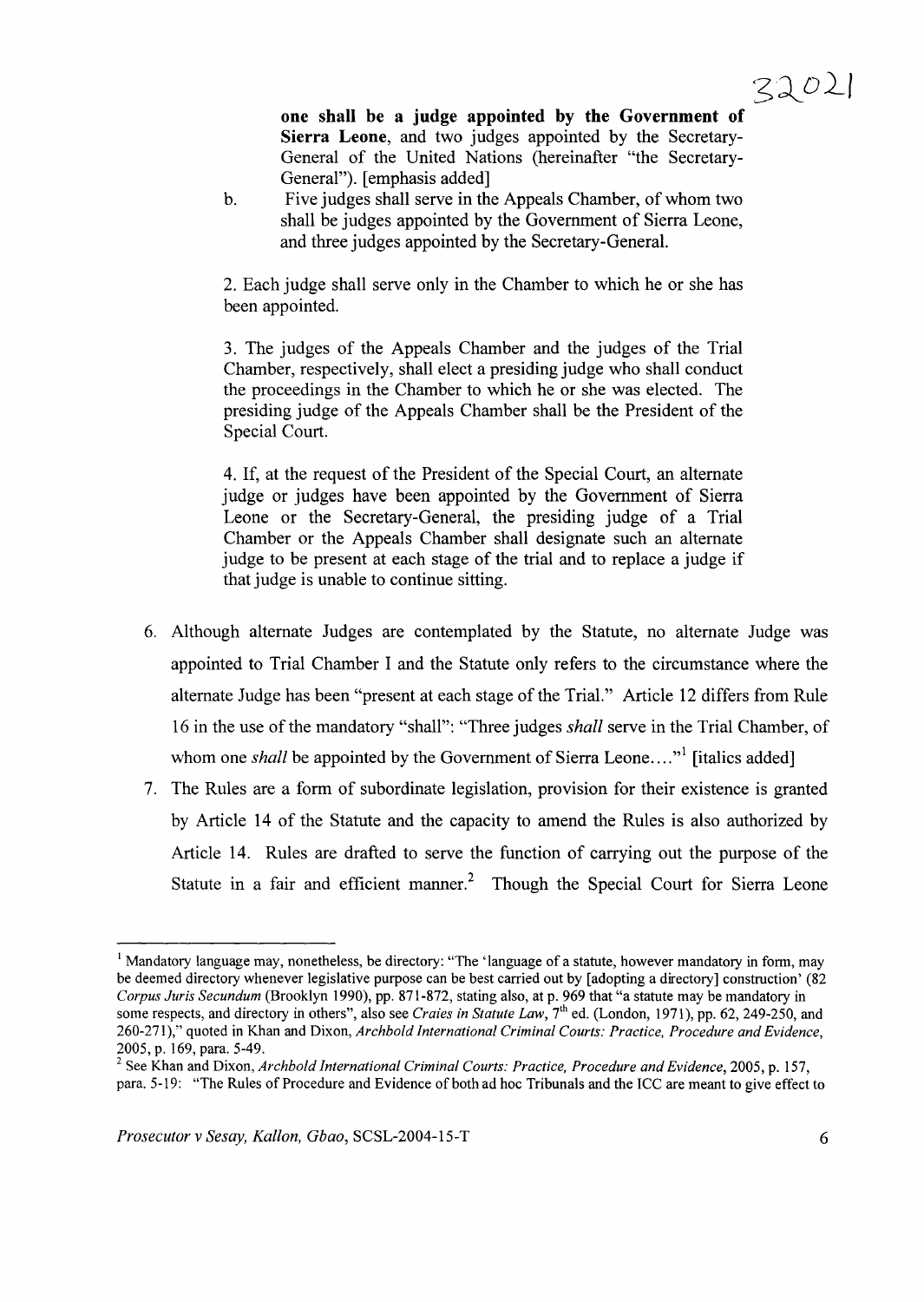**one shall be a judge appointed by the Government of Sierra Leone**, and two judges appointed by the Secretary-General of the United Nations (hereinafter "the Secretary-General"). [emphasis added]

b. Five judges shall serve in the Appeals Chamber, of whom two shall be judges appointed by the Government of Sierra Leone, and three judges appointed by the Secretary-General.

2. Each judge shall serve only in the Chamber to which he or she has been appointed.

3. The judges of the Appeals Chamber and the judges of the Trial Chamber, respectively, shall elect a presiding judge who shall conduct the proceedings in the Chamber to which he or she was elected. The presiding judge of the Appeals Chamber shall be the President of the Special Court.

4. If, at the request of the President of the Special Court, an alternate judge or judges have been appointed by the Government of Sierra Leone or the Secretary-General, the presiding judge of a Trial Chamber or the Appeals Chamber shall designate such an alternate judge to be present at each stage of the trial and to replace a judge if that judge is unable to continue sitting.

6. Although alternate Judges are contemplated by the Statute, no alternate Judge was appointed to Trial Chamber I and the Statute only refers to the circumstance where the alternate Judge has been "present at each stage of the Trial." Article 12 differs from Rule 16 in the use of the mandatory "shall": "Three judges *shall* serve in the Trial Chamber, of whom one *shall* be appointed by the Government of Sierra Leone…."[1] [italics added]

7. The Rules are a form of subordinate legislation, provision for their existence is granted by Article 14 of the Statute and the capacity to amend the Rules is also authorized by Article 14. Rules are drafted to serve the function of carrying out the purpose of the Statute in a fair and efficient manner.[2] Though the Special Court for Sierra Leone

---

[1] Mandatory language may, nonetheless, be directory: "The 'language of a statute, however mandatory in form, may be deemed directory whenever legislative purpose can be best carried out by [adopting a directory] construction' (82 *Corpus Juris Secundum* (Brooklyn 1990), pp. 871-872, stating also, at p. 969 that "a statute may be mandatory in some respects, and directory in others", also see *Craies in Statute Law*, 7th ed. (London, 1971), pp. 62, 249-250, and 260-271)," quoted in Khan and Dixon, *Archbold International Criminal Courts: Practice, Procedure and Evidence*, 2005, p. 169, para. 5-49.

[2] See Khan and Dixon, *Archbold International Criminal Courts: Practice, Procedure and Evidence*, 2005, p. 157, para. 5-19: "The Rules of Procedure and Evidence of both ad hoc Tribunals and the ICC are meant to give effect to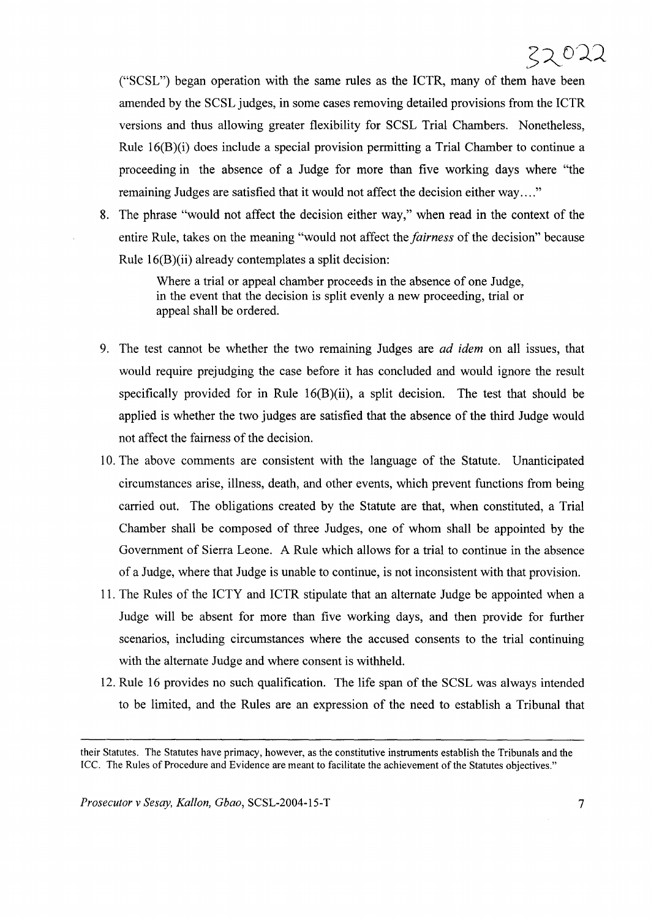("SCSL") began operation with the same rules as the ICTR, many of them have been amended by the SCSL judges, in some cases removing detailed provisions from the ICTR versions and thus allowing greater flexibility for SCSL Trial Chambers. Nonetheless, Rule 16(B)(i) does include a special provision permitting a Trial Chamber to continue a proceeding in the absence of a Judge for more than five working days where "the remaining Judges are satisfied that it would not affect the decision either way…."

8. The phrase "would not affect the decision either way," when read in the context of the entire Rule, takes on the meaning "would not affect the *fairness* of the decision" because Rule 16(B)(ii) already contemplates a split decision:

   > Where a trial or appeal chamber proceeds in the absence of one Judge, in the event that the decision is split evenly a new proceeding, trial or appeal shall be ordered.

9. The test cannot be whether the two remaining Judges are *ad idem* on all issues, that would require prejudging the case before it has concluded and would ignore the result specifically provided for in Rule 16(B)(ii), a split decision. The test that should be applied is whether the two judges are satisfied that the absence of the third Judge would not affect the fairness of the decision.

10. The above comments are consistent with the language of the Statute. Unanticipated circumstances arise, illness, death, and other events, which prevent functions from being carried out. The obligations created by the Statute are that, when constituted, a Trial Chamber shall be composed of three Judges, one of whom shall be appointed by the Government of Sierra Leone. A Rule which allows for a trial to continue in the absence of a Judge, where that Judge is unable to continue, is not inconsistent with that provision.

11. The Rules of the ICTY and ICTR stipulate that an alternate Judge be appointed when a Judge will be absent for more than five working days, and then provide for further scenarios, including circumstances where the accused consents to the trial continuing with the alternate Judge and where consent is withheld.

12. Rule 16 provides no such qualification. The life span of the SCSL was always intended to be limited, and the Rules are an expression of the need to establish a Tribunal that

---

their Statutes. The Statutes have primacy, however, as the constitutive instruments establish the Tribunals and the ICC. The Rules of Procedure and Evidence are meant to facilitate the achievement of the Statutes objectives."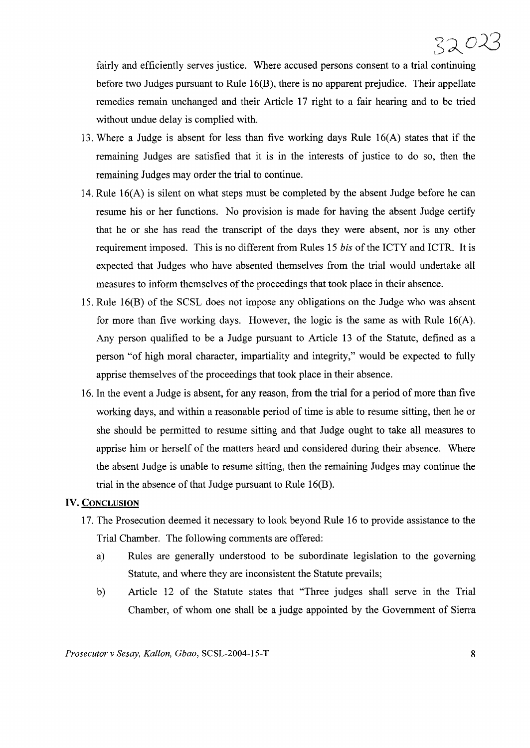fairly and efficiently serves justice. Where accused persons consent to a trial continuing before two Judges pursuant to Rule 16(B), there is no apparent prejudice. Their appellate remedies remain unchanged and their Article 17 right to a fair hearing and to be tried without undue delay is complied with.

13. Where a Judge is absent for less than five working days Rule 16(A) states that if the remaining Judges are satisfied that it is in the interests of justice to do so, then the remaining Judges may order the trial to continue.

14. Rule 16(A) is silent on what steps must be completed by the absent Judge before he can resume his or her functions. No provision is made for having the absent Judge certify that he or she has read the transcript of the days they were absent, nor is any other requirement imposed. This is no different from Rules 15 *bis* of the ICTY and ICTR. It is expected that Judges who have absented themselves from the trial would undertake all measures to inform themselves of the proceedings that took place in their absence.

15. Rule 16(B) of the SCSL does not impose any obligations on the Judge who was absent for more than five working days. However, the logic is the same as with Rule 16(A). Any person qualified to be a Judge pursuant to Article 13 of the Statute, defined as a person "of high moral character, impartiality and integrity," would be expected to fully apprise themselves of the proceedings that took place in their absence.

16. In the event a Judge is absent, for any reason, from the trial for a period of more than five working days, and within a reasonable period of time is able to resume sitting, then he or she should be permitted to resume sitting and that Judge ought to take all measures to apprise him or herself of the matters heard and considered during their absence. Where the absent Judge is unable to resume sitting, then the remaining Judges may continue the trial in the absence of that Judge pursuant to Rule 16(B).

## IV. CONCLUSION

17. The Prosecution deemed it necessary to look beyond Rule 16 to provide assistance to the Trial Chamber. The following comments are offered:

    a) Rules are generally understood to be subordinate legislation to the governing Statute, and where they are inconsistent the Statute prevails;

    b) Article 12 of the Statute states that "Three judges shall serve in the Trial Chamber, of whom one shall be a judge appointed by the Government of Sierra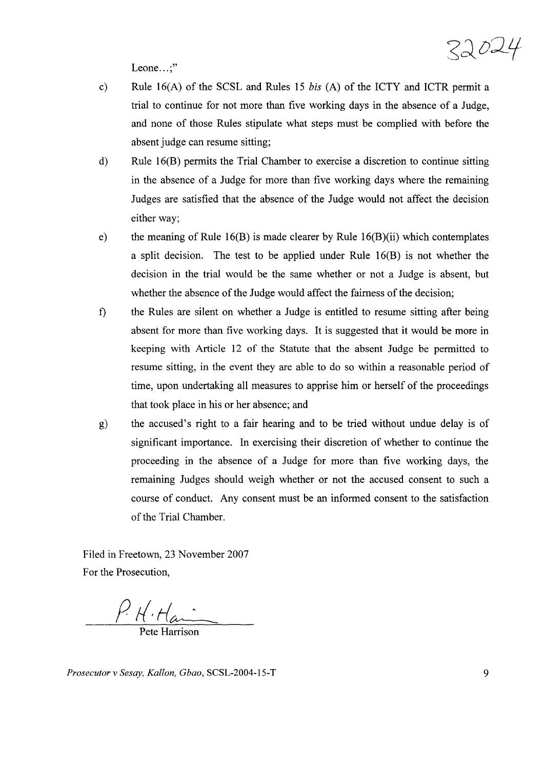Leone…;"

c) Rule 16(A) of the SCSL and Rules 15 *bis* (A) of the ICTY and ICTR permit a trial to continue for not more than five working days in the absence of a Judge, and none of those Rules stipulate what steps must be complied with before the absent judge can resume sitting;

d) Rule 16(B) permits the Trial Chamber to exercise a discretion to continue sitting in the absence of a Judge for more than five working days where the remaining Judges are satisfied that the absence of the Judge would not affect the decision either way;

e) the meaning of Rule 16(B) is made clearer by Rule 16(B)(ii) which contemplates a split decision. The test to be applied under Rule 16(B) is not whether the decision in the trial would be the same whether or not a Judge is absent, but whether the absence of the Judge would affect the fairness of the decision;

f) the Rules are silent on whether a Judge is entitled to resume sitting after being absent for more than five working days. It is suggested that it would be more in keeping with Article 12 of the Statute that the absent Judge be permitted to resume sitting, in the event they are able to do so within a reasonable period of time, upon undertaking all measures to apprise him or herself of the proceedings that took place in his or her absence; and

g) the accused's right to a fair hearing and to be tried without undue delay is of significant importance. In exercising their discretion of whether to continue the proceeding in the absence of a Judge for more than five working days, the remaining Judges should weigh whether or not the accused consent to such a course of conduct. Any consent must be an informed consent to the satisfaction of the Trial Chamber.

Filed in Freetown, 23 November 2007

For the Prosecution,

Pete Harrison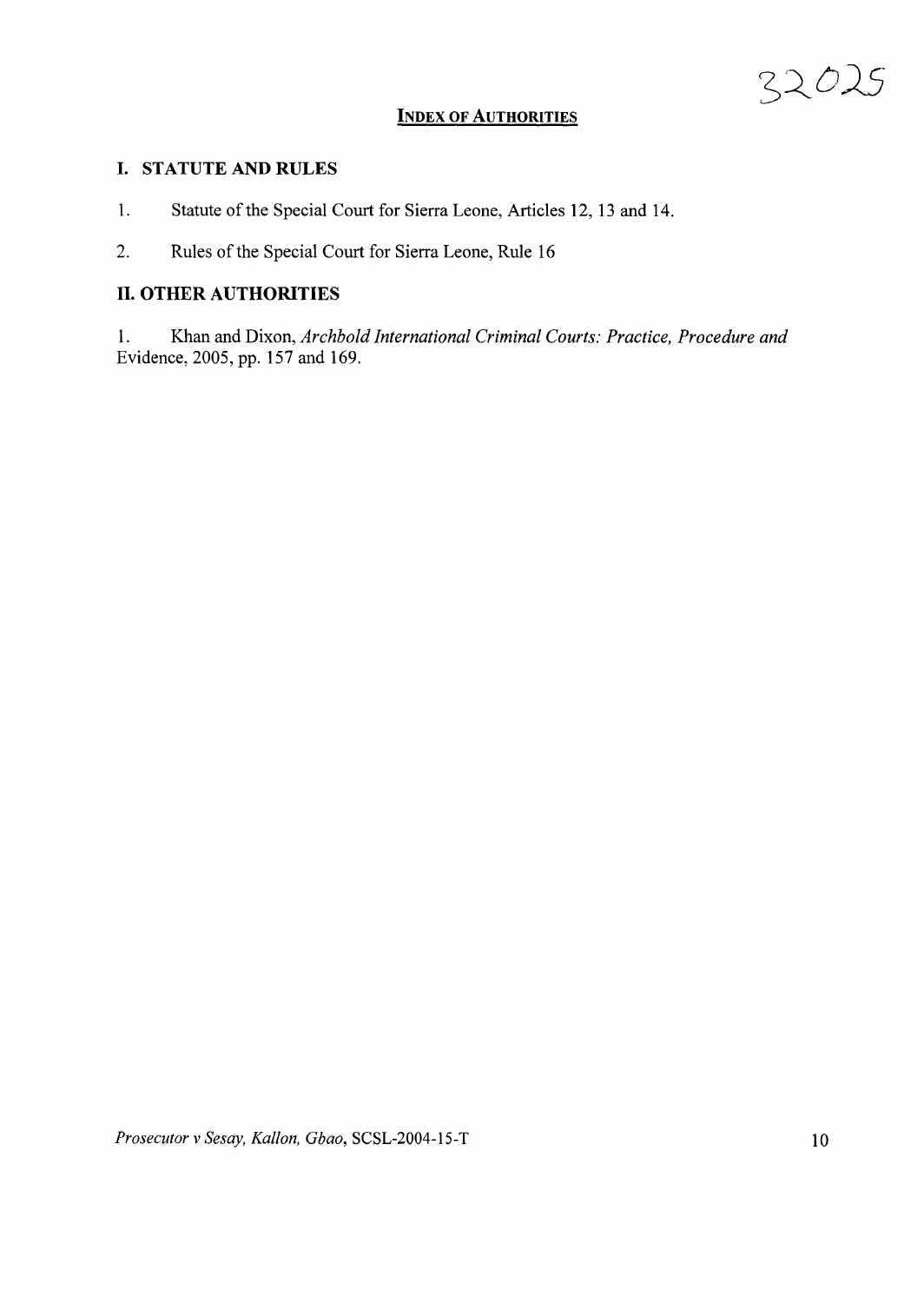## INDEX OF AUTHORITIES

### I. STATUTE AND RULES

1. Statute of the Special Court for Sierra Leone, Articles 12, 13 and 14.
2. Rules of the Special Court for Sierra Leone, Rule 16

### II. OTHER AUTHORITIES

1. Khan and Dixon, *Archbold International Criminal Courts: Practice, Procedure and* Evidence, 2005, pp. 157 and 169.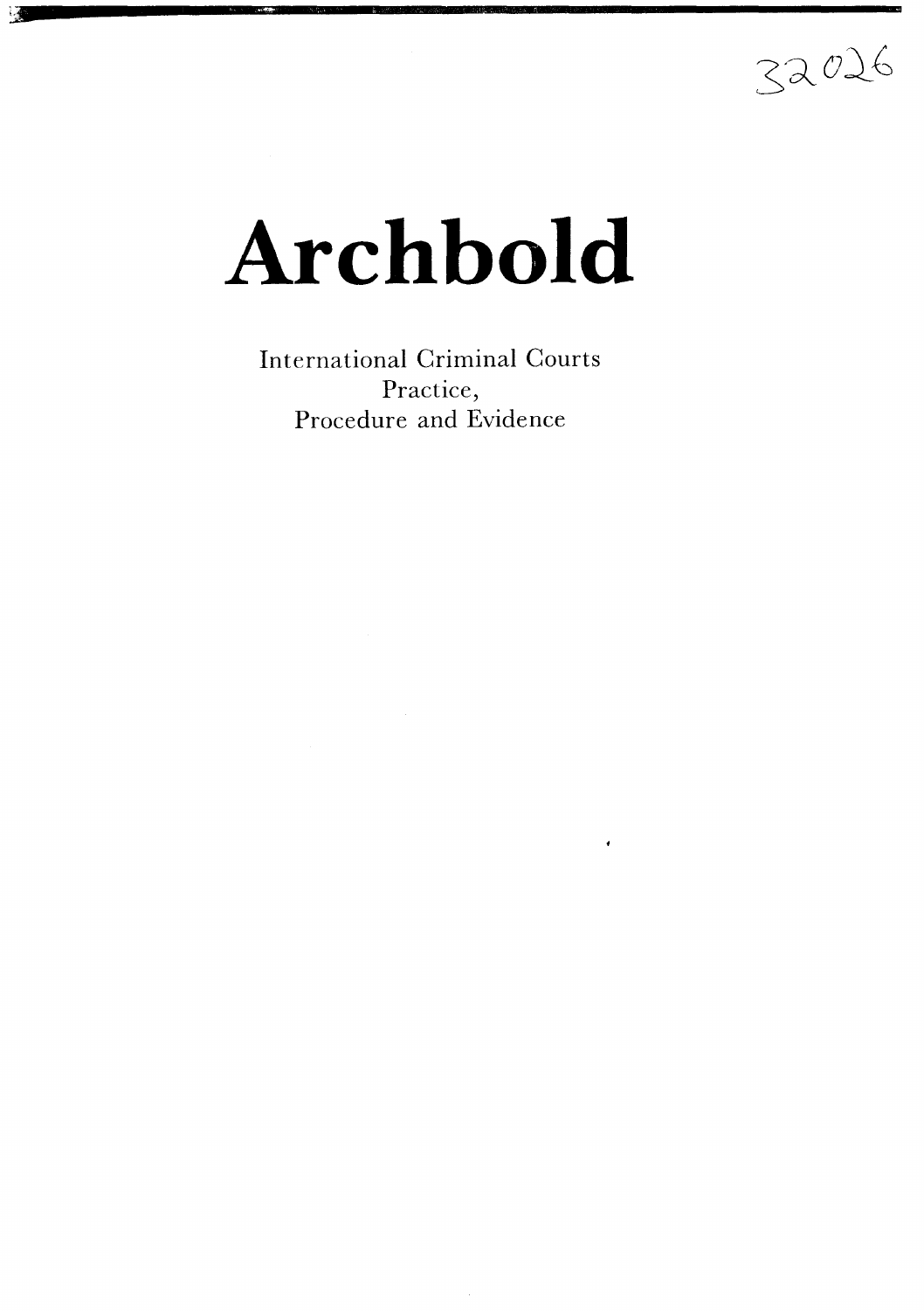32026

# Archbold

International Criminal Courts
Practice,
Procedure and Evidence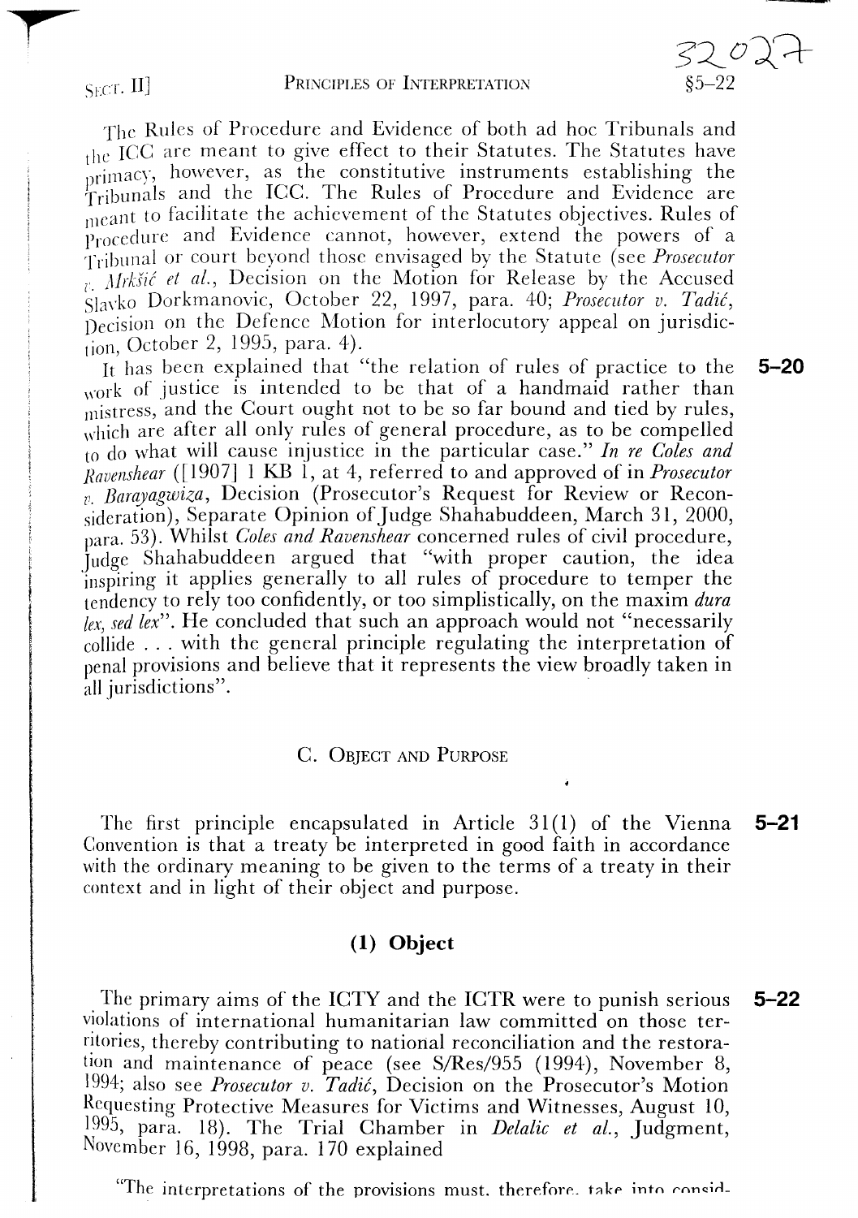The Rules of Procedure and Evidence of both ad hoc Tribunals and the ICC are meant to give effect to their Statutes. The Statutes have primacy, however, as the constitutive instruments establishing the Tribunals and the ICC. The Rules of Procedure and Evidence are meant to facilitate the achievement of the Statutes objectives. Rules of Procedure and Evidence cannot, however, extend the powers of a Tribunal or court beyond those envisaged by the Statute (see *Prosecutor v. Mrkšić et al.*, Decision on the Motion for Release by the Accused Slavko Dorkmanovic, October 22, 1997, para. 40; *Prosecutor v. Tadić*, Decision on the Defence Motion for interlocutory appeal on jurisdiction, October 2, 1995, para. 4).

**5–20** It has been explained that "the relation of rules of practice to the work of justice is intended to be that of a handmaid rather than mistress, and the Court ought not to be so far bound and tied by rules, which are after all only rules of general procedure, as to be compelled to do what will cause injustice in the particular case." *In re Coles and Ravenshear* ([1907] 1 KB 1, at 4, referred to and approved of in *Prosecutor v. Barayagwiza*, Decision (Prosecutor's Request for Review or Reconsideration), Separate Opinion of Judge Shahabuddeen, March 31, 2000, para. 53). Whilst *Coles and Ravenshear* concerned rules of civil procedure, Judge Shahabuddeen argued that "with proper caution, the idea inspiring it applies generally to all rules of procedure to temper the tendency to rely too confidently, or too simplistically, on the maxim *dura lex, sed lex*". He concluded that such an approach would not "necessarily collide . . . with the general principle regulating the interpretation of penal provisions and believe that it represents the view broadly taken in all jurisdictions".

## C. Object and Purpose

**5–21** The first principle encapsulated in Article 31(1) of the Vienna Convention is that a treaty be interpreted in good faith in accordance with the ordinary meaning to be given to the terms of a treaty in their context and in light of their object and purpose.

### (1) Object

**5–22** The primary aims of the ICTY and the ICTR were to punish serious violations of international humanitarian law committed on those territories, thereby contributing to national reconciliation and the restoration and maintenance of peace (see S/Res/955 (1994), November 8, 1994; also see *Prosecutor v. Tadić*, Decision on the Prosecutor's Motion Requesting Protective Measures for Victims and Witnesses, August 10, 1995, para. 18). The Trial Chamber in *Delalic et al.*, Judgment, November 16, 1998, para. 170 explained

"The interpretations of the provisions must, therefore, take into consid-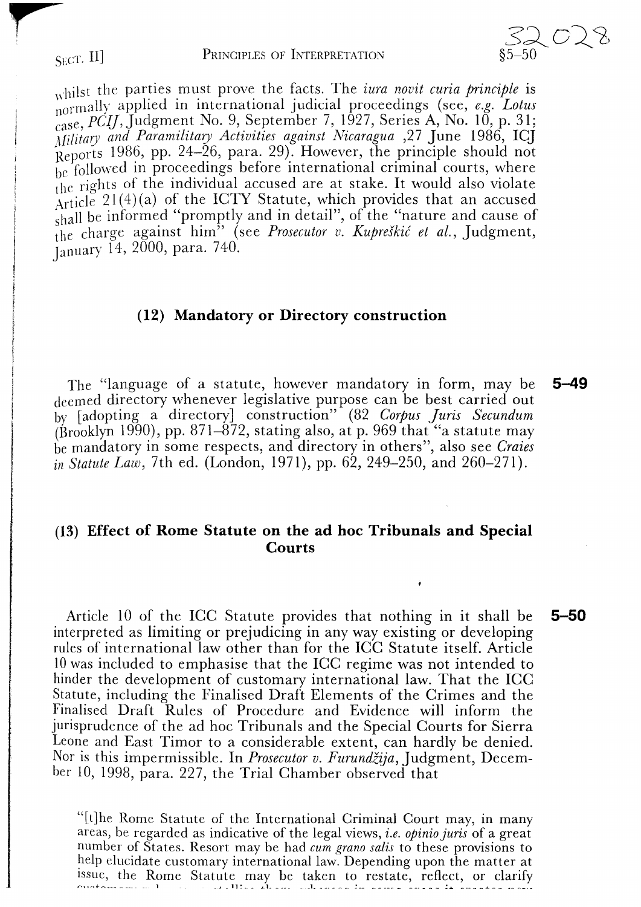whilst the parties must prove the facts. The *iura novit curia principle* is normally applied in international judicial proceedings (see, *e.g. Lotus* case, *PCIJ*, Judgment No. 9, September 7, 1927, Series A, No. 10, p. 31; *Military and Paramilitary Activities against Nicaragua* ,27 June 1986, ICJ Reports 1986, pp. 24–26, para. 29). However, the principle should not be followed in proceedings before international criminal courts, where the rights of the individual accused are at stake. It would also violate Article 21(4)(a) of the ICTY Statute, which provides that an accused shall be informed "promptly and in detail", of the "nature and cause of the charge against him" (see *Prosecutor v. Kupreškić et al.*, Judgment, January 14, 2000, para. 740.

### (12) Mandatory or Directory construction

**5–49** The "language of a statute, however mandatory in form, may be deemed directory whenever legislative purpose can be best carried out by [adopting a directory] construction" (82 *Corpus Juris Secundum* (Brooklyn 1990), pp. 871–872, stating also, at p. 969 that "a statute may be mandatory in some respects, and directory in others", also see *Craies in Statute Law*, 7th ed. (London, 1971), pp. 62, 249–250, and 260–271).

### (13) Effect of Rome Statute on the ad hoc Tribunals and Special Courts

**5–50** Article 10 of the ICC Statute provides that nothing in it shall be interpreted as limiting or prejudicing in any way existing or developing rules of international law other than for the ICC Statute itself. Article 10 was included to emphasise that the ICC regime was not intended to hinder the development of customary international law. That the ICC Statute, including the Finalised Draft Elements of the Crimes and the Finalised Draft Rules of Procedure and Evidence will inform the jurisprudence of the ad hoc Tribunals and the Special Courts for Sierra Leone and East Timor to a considerable extent, can hardly be denied. Nor is this impermissible. In *Prosecutor v. Furundžija*, Judgment, December 10, 1998, para. 227, the Trial Chamber observed that

> "[t]he Rome Statute of the International Criminal Court may, in many areas, be regarded as indicative of the legal views, *i.e. opinio juris* of a great number of States. Resort may be had *cum grano salis* to these provisions to help elucidate customary international law. Depending upon the matter at issue, the Rome Statute may be taken to restate, reflect, or clarify